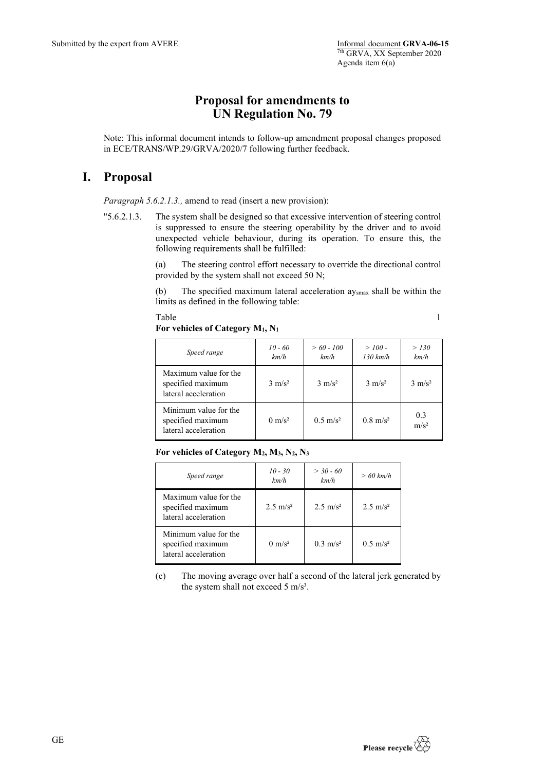Submitted by the expert from AVERE

Informal document **GRVA-06-15**
7th GRVA, XX September 2020
Agenda item 6(a)

# Proposal for amendments to UN Regulation No. 79

Note: This informal document intends to follow-up amendment proposal changes proposed in ECE/TRANS/WP.29/GRVA/2020/7 following further feedback.

## I. Proposal

*Paragraph 5.6.2.1.3.,* amend to read (insert a new provision):

"5.6.2.1.3. The system shall be designed so that excessive intervention of steering control is suppressed to ensure the steering operability by the driver and to avoid unexpected vehicle behaviour, during its operation. To ensure this, the following requirements shall be fulfilled:

(a) The steering control effort necessary to override the directional control provided by the system shall not exceed 50 N;

(b) The specified maximum lateral acceleration $ay_{smax}$ shall be within the limits as defined in the following table:

Table 1

**For vehicles of Category $M_1$, $N_1$**

| *Speed range* | *10 - 60 km/h* | *> 60 - 100 km/h* | *> 100 - 130 km/h* | *> 130 km/h* |
|---|---|---|---|---|
| Maximum value for the specified maximum lateral acceleration | 3 m/s² | 3 m/s² | 3 m/s² | 3 m/s² |
| Minimum value for the specified maximum lateral acceleration | 0 m/s² | 0.5 m/s² | 0.8 m/s² | 0.3 m/s² |

**For vehicles of Category $M_2$, $M_3$, $N_2$, $N_3$**

| *Speed range* | *10 - 30 km/h* | *> 30 - 60 km/h* | *> 60 km/h* |
|---|---|---|---|
| Maximum value for the specified maximum lateral acceleration | 2.5 m/s² | 2.5 m/s² | 2.5 m/s² |
| Minimum value for the specified maximum lateral acceleration | 0 m/s² | 0.3 m/s² | 0.5 m/s² |

(c) The moving average over half a second of the lateral jerk generated by the system shall not exceed 5 m/s³.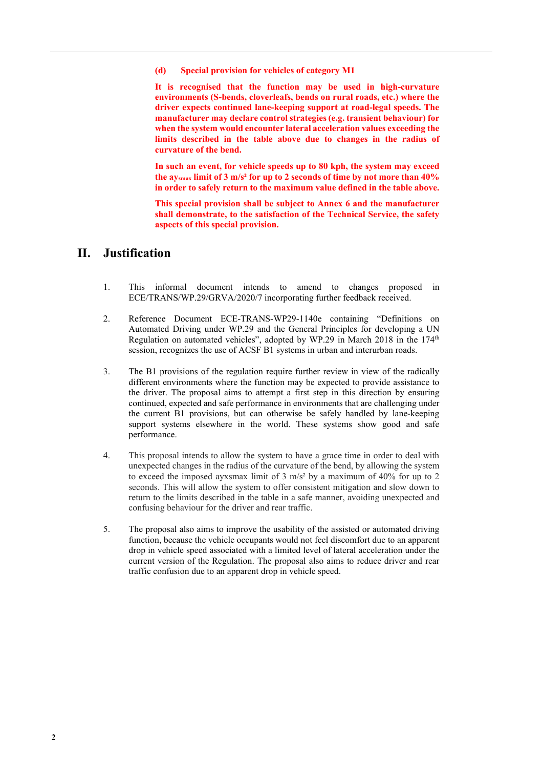**(d) Special provision for vehicles of category M1**

**It is recognised that the function may be used in high-curvature environments (S-bends, cloverleafs, bends on rural roads, etc.) where the driver expects continued lane-keeping support at road-legal speeds. The manufacturer may declare control strategies (e.g. transient behaviour) for when the system would encounter lateral acceleration values exceeding the limits described in the table above due to changes in the radius of curvature of the bend.**

**In such an event, for vehicle speeds up to 80 kph, the system may exceed the $ay_{smax}$ limit of 3 m/s² for up to 2 seconds of time by not more than 40% in order to safely return to the maximum value defined in the table above.**

**This special provision shall be subject to Annex 6 and the manufacturer shall demonstrate, to the satisfaction of the Technical Service, the safety aspects of this special provision.**

# II. Justification

1. This informal document intends to amend to changes proposed in ECE/TRANS/WP.29/GRVA/2020/7 incorporating further feedback received.

2. Reference Document ECE-TRANS-WP29-1140e containing "Definitions on Automated Driving under WP.29 and the General Principles for developing a UN Regulation on automated vehicles", adopted by WP.29 in March 2018 in the 174th session, recognizes the use of ACSF B1 systems in urban and interurban roads.

3. The B1 provisions of the regulation require further review in view of the radically different environments where the function may be expected to provide assistance to the driver. The proposal aims to attempt a first step in this direction by ensuring continued, expected and safe performance in environments that are challenging under the current B1 provisions, but can otherwise be safely handled by lane-keeping support systems elsewhere in the world. These systems show good and safe performance.

4. This proposal intends to allow the system to have a grace time in order to deal with unexpected changes in the radius of the curvature of the bend, by allowing the system to exceed the imposed ayxsmax limit of 3 m/s² by a maximum of 40% for up to 2 seconds. This will allow the system to offer consistent mitigation and slow down to return to the limits described in the table in a safe manner, avoiding unexpected and confusing behaviour for the driver and rear traffic.

5. The proposal also aims to improve the usability of the assisted or automated driving function, because the vehicle occupants would not feel discomfort due to an apparent drop in vehicle speed associated with a limited level of lateral acceleration under the current version of the Regulation. The proposal also aims to reduce driver and rear traffic confusion due to an apparent drop in vehicle speed.